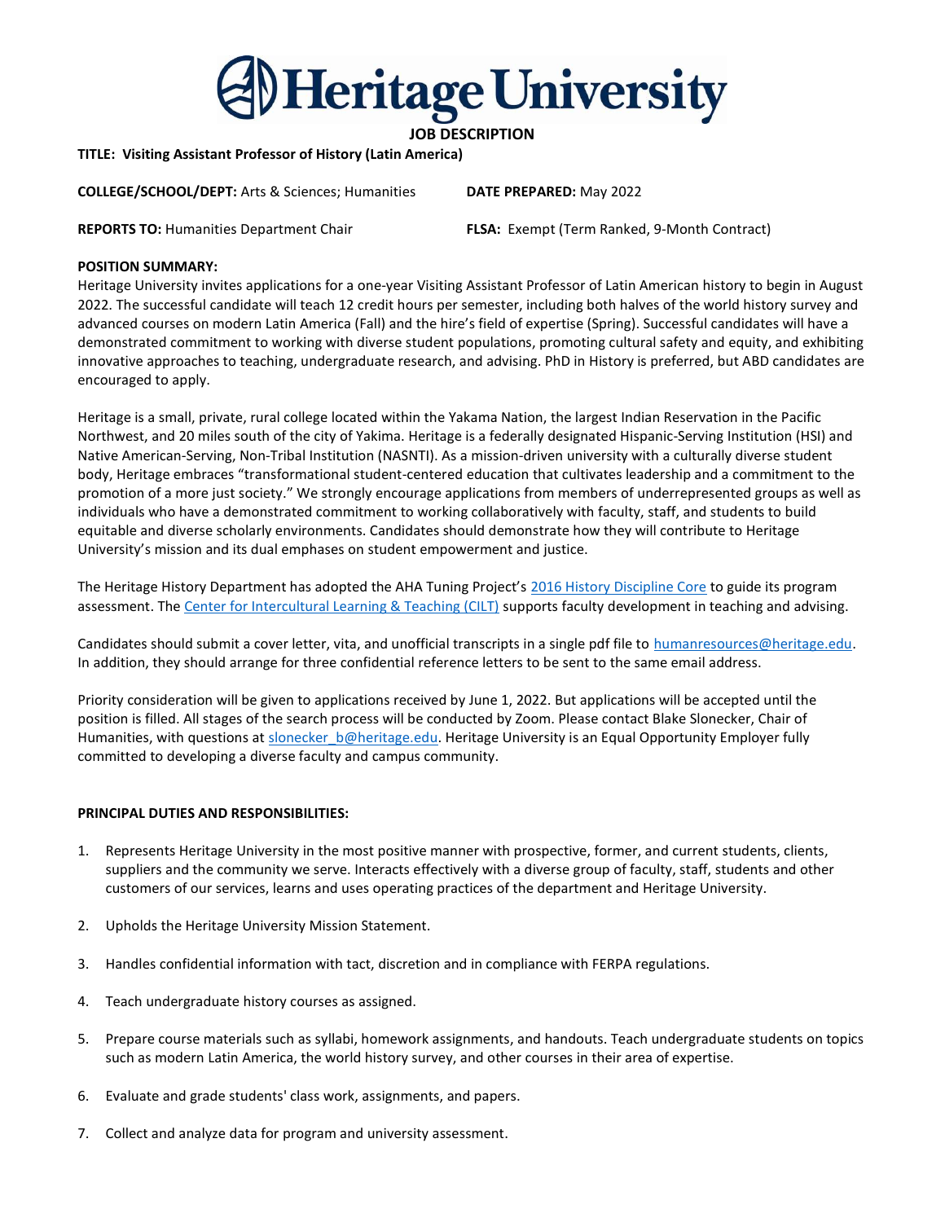# Heritage University

**JOB DESCRIPTION**

**TITLE: Visiting Assistant Professor of History (Latin America)**

**COLLEGE/SCHOOL/DEPT:** Arts & Sciences; Humanities

**DATE PREPARED:** May 2022

**REPORTS TO:** Humanities Department Chair

**FLSA:** Exempt (Term Ranked, 9-Month Contract)

**POSITION SUMMARY:**

Heritage University invites applications for a one-year Visiting Assistant Professor of Latin American history to begin in August 2022. The successful candidate will teach 12 credit hours per semester, including both halves of the world history survey and advanced courses on modern Latin America (Fall) and the hire's field of expertise (Spring). Successful candidates will have a demonstrated commitment to working with diverse student populations, promoting cultural safety and equity, and exhibiting innovative approaches to teaching, undergraduate research, and advising. PhD in History is preferred, but ABD candidates are encouraged to apply.

Heritage is a small, private, rural college located within the Yakama Nation, the largest Indian Reservation in the Pacific Northwest, and 20 miles south of the city of Yakima. Heritage is a federally designated Hispanic-Serving Institution (HSI) and Native American-Serving, Non-Tribal Institution (NASNTI). As a mission-driven university with a culturally diverse student body, Heritage embraces "transformational student-centered education that cultivates leadership and a commitment to the promotion of a more just society." We strongly encourage applications from members of underrepresented groups as well as individuals who have a demonstrated commitment to working collaboratively with faculty, staff, and students to build equitable and diverse scholarly environments. Candidates should demonstrate how they will contribute to Heritage University's mission and its dual emphases on student empowerment and justice.

The Heritage History Department has adopted the AHA Tuning Project's 2016 History Discipline Core to guide its program assessment. The Center for Intercultural Learning & Teaching (CILT) supports faculty development in teaching and advising.

Candidates should submit a cover letter, vita, and unofficial transcripts in a single pdf file to humanresources@heritage.edu. In addition, they should arrange for three confidential reference letters to be sent to the same email address.

Priority consideration will be given to applications received by June 1, 2022. But applications will be accepted until the position is filled. All stages of the search process will be conducted by Zoom. Please contact Blake Slonecker, Chair of Humanities, with questions at slonecker_b@heritage.edu. Heritage University is an Equal Opportunity Employer fully committed to developing a diverse faculty and campus community.

**PRINCIPAL DUTIES AND RESPONSIBILITIES:**

1. Represents Heritage University in the most positive manner with prospective, former, and current students, clients, suppliers and the community we serve. Interacts effectively with a diverse group of faculty, staff, students and other customers of our services, learns and uses operating practices of the department and Heritage University.
2. Upholds the Heritage University Mission Statement.
3. Handles confidential information with tact, discretion and in compliance with FERPA regulations.
4. Teach undergraduate history courses as assigned.
5. Prepare course materials such as syllabi, homework assignments, and handouts. Teach undergraduate students on topics such as modern Latin America, the world history survey, and other courses in their area of expertise.
6. Evaluate and grade students' class work, assignments, and papers.
7. Collect and analyze data for program and university assessment.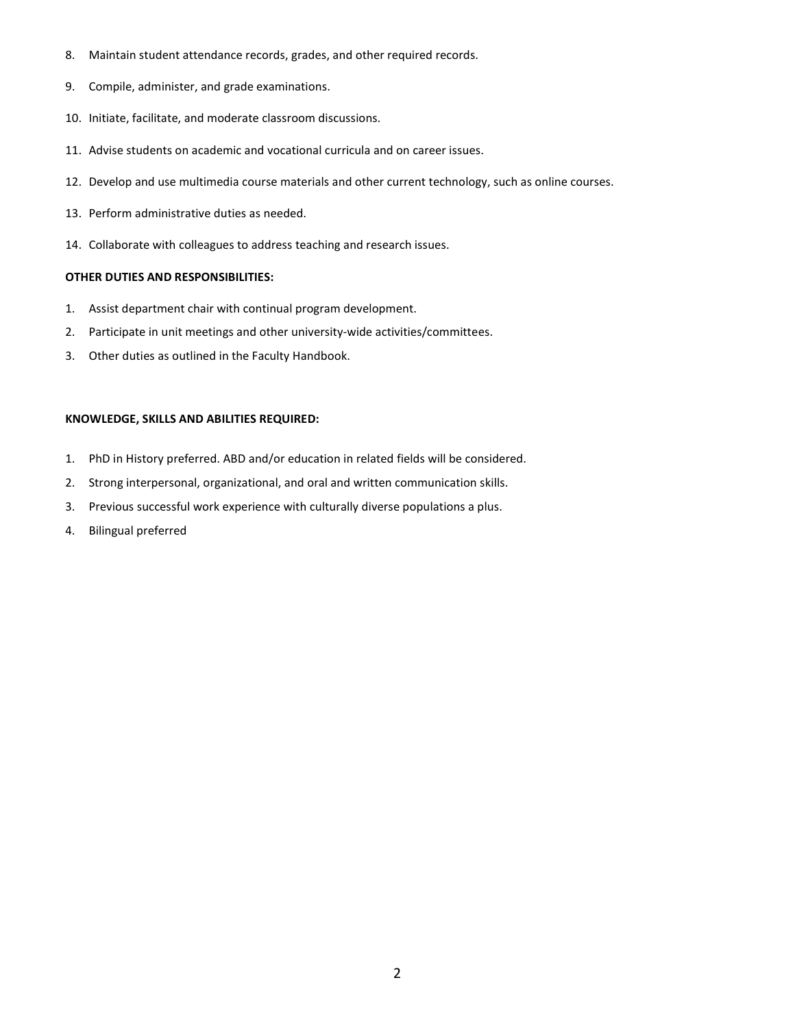8. Maintain student attendance records, grades, and other required records.
9. Compile, administer, and grade examinations.
10. Initiate, facilitate, and moderate classroom discussions.
11. Advise students on academic and vocational curricula and on career issues.
12. Develop and use multimedia course materials and other current technology, such as online courses.
13. Perform administrative duties as needed.
14. Collaborate with colleagues to address teaching and research issues.

**OTHER DUTIES AND RESPONSIBILITIES:**

1. Assist department chair with continual program development.
2. Participate in unit meetings and other university-wide activities/committees.
3. Other duties as outlined in the Faculty Handbook.

**KNOWLEDGE, SKILLS AND ABILITIES REQUIRED:**

1. PhD in History preferred. ABD and/or education in related fields will be considered.
2. Strong interpersonal, organizational, and oral and written communication skills.
3. Previous successful work experience with culturally diverse populations a plus.
4. Bilingual preferred